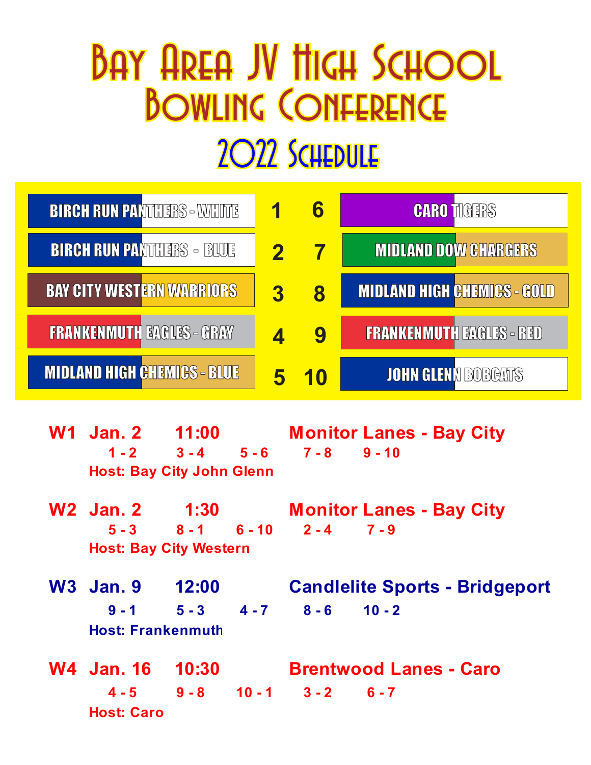# Bay Area JV High School Bowling Conference

## 2022 Schedule

| # | Team | # | Team |
|---|---|---|---|
| 1 | BIRCH RUN PANTHERS - WHITE | 6 | CARO TIGERS |
| 2 | BIRCH RUN PANTHERS - BLUE | 7 | MIDLAND DOW CHARGERS |
| 3 | BAY CITY WESTERN WARRIORS | 8 | MIDLAND HIGH CHEMICS - GOLD |
| 4 | FRANKENMUTH EAGLES - GRAY | 9 | FRANKENMUTH EAGLES - RED |
| 5 | MIDLAND HIGH CHEMICS - BLUE | 10 | JOHN GLENN BOBCATS |

**W1 Jan. 2 11:00 Monitor Lanes - Bay City**

1 - 2 &nbsp;&nbsp; 3 - 4 &nbsp;&nbsp; 5 - 6 &nbsp;&nbsp; 7 - 8 &nbsp;&nbsp; 9 - 10

Host: Bay City John Glenn

**W2 Jan. 2 1:30 Monitor Lanes - Bay City**

5 - 3 &nbsp;&nbsp; 8 - 1 &nbsp;&nbsp; 6 - 10 &nbsp;&nbsp; 2 - 4 &nbsp;&nbsp; 7 - 9

Host: Bay City Western

**W3 Jan. 9 12:00 Candlelite Sports - Bridgeport**

9 - 1 &nbsp;&nbsp; 5 - 3 &nbsp;&nbsp; 4 - 7 &nbsp;&nbsp; 8 - 6 &nbsp;&nbsp; 10 - 2

Host: Frankenmuth

**W4 Jan. 16 10:30 Brentwood Lanes - Caro**

4 - 5 &nbsp;&nbsp; 9 - 8 &nbsp;&nbsp; 10 - 1 &nbsp;&nbsp; 3 - 2 &nbsp;&nbsp; 6 - 7

Host: Caro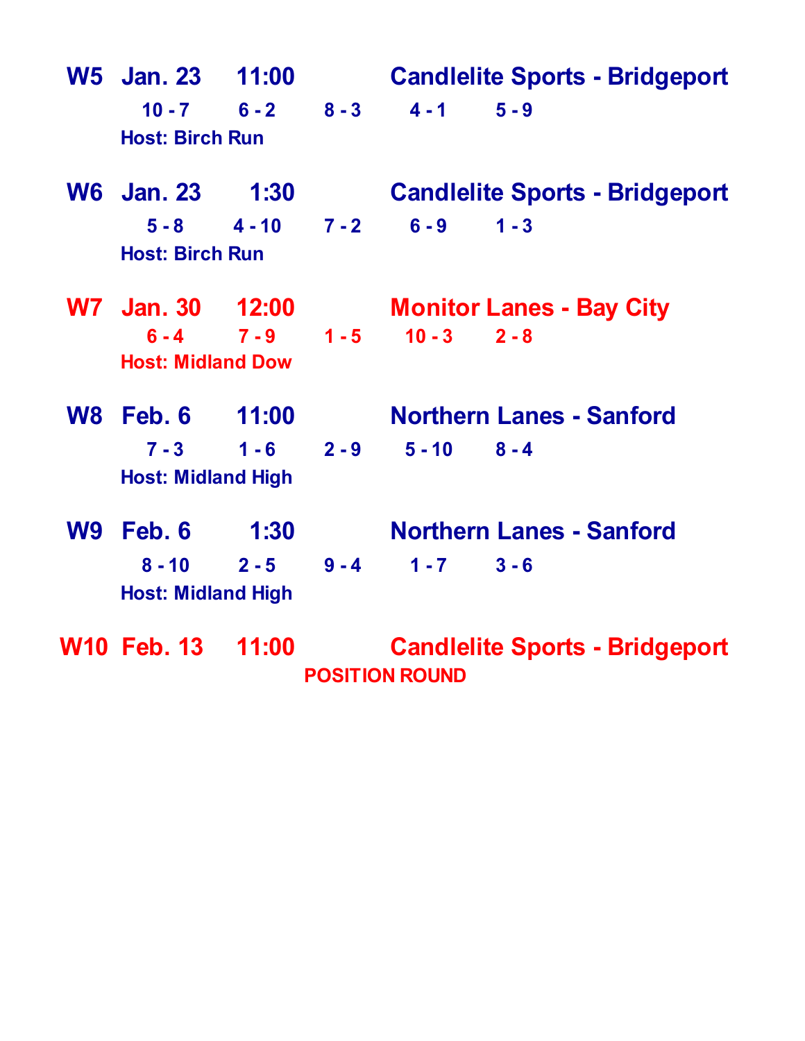**W5 Jan. 23 11:00 Candlelite Sports - Bridgeport**

10 - 7 6 - 2 8 - 3 4 - 1 5 - 9

Host: Birch Run

**W6 Jan. 23 1:30 Candlelite Sports - Bridgeport**

5 - 8 4 - 10 7 - 2 6 - 9 1 - 3

Host: Birch Run

**W7 Jan. 30 12:00 Monitor Lanes - Bay City**

6 - 4 7 - 9 1 - 5 10 - 3 2 - 8

Host: Midland Dow

**W8 Feb. 6 11:00 Northern Lanes - Sanford**

7 - 3 1 - 6 2 - 9 5 - 10 8 - 4

Host: Midland High

**W9 Feb. 6 1:30 Northern Lanes - Sanford**

8 - 10 2 - 5 9 - 4 1 - 7 3 - 6

Host: Midland High

**W10 Feb. 13 11:00 Candlelite Sports - Bridgeport**

POSITION ROUND